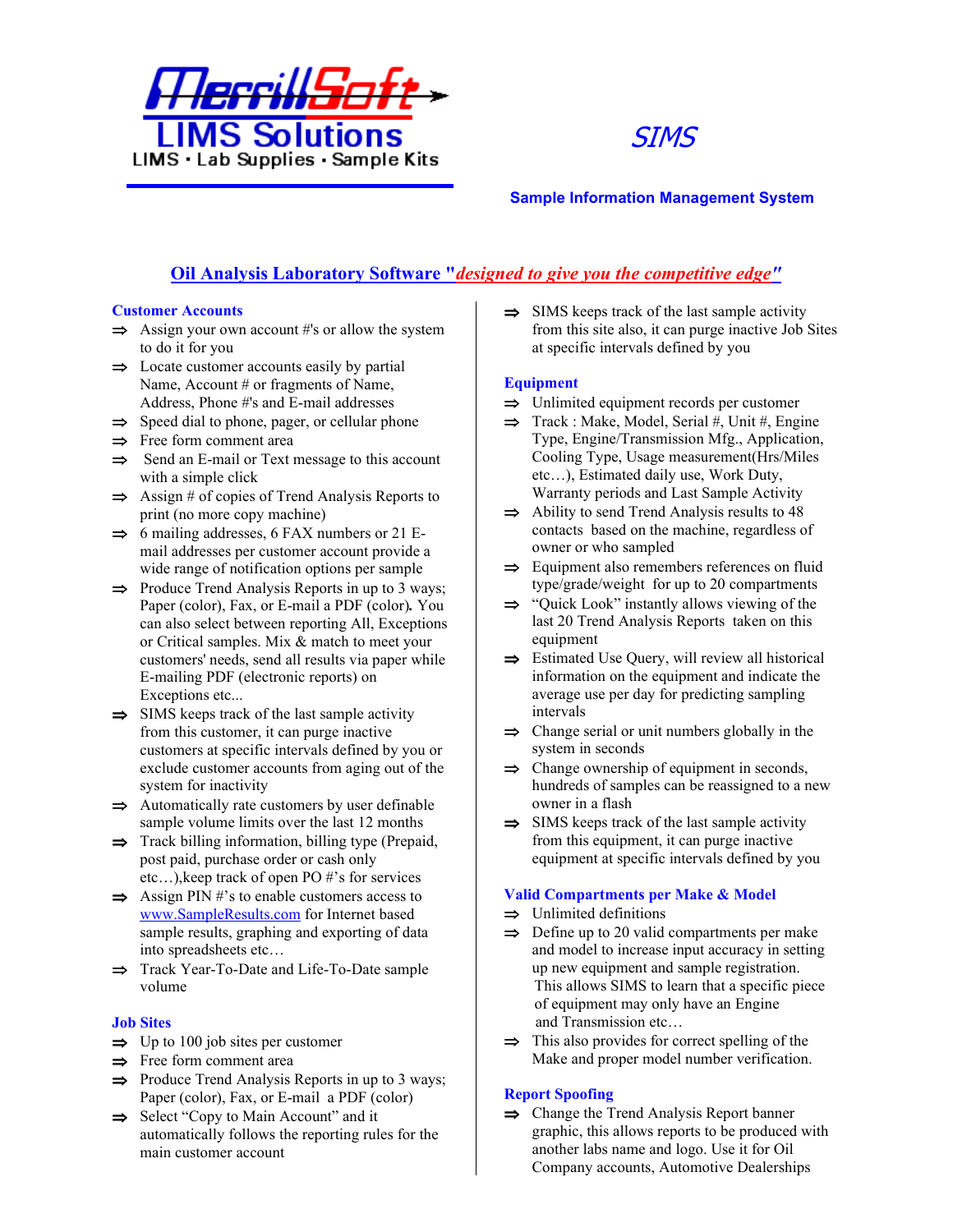MerrillSoft

LIMS Solutions

LIMS · Lab Supplies · Sample Kits

# SIMS

**Sample Information Management System**

## Oil Analysis Laboratory Software "*designed to give you the competitive edge*"

### Customer Accounts

- ⇒ Assign your own account #'s or allow the system to do it for you
- ⇒ Locate customer accounts easily by partial Name, Account # or fragments of Name, Address, Phone #'s and E-mail addresses
- ⇒ Speed dial to phone, pager, or cellular phone
- ⇒ Free form comment area
- ⇒ Send an E-mail or Text message to this account with a simple click
- ⇒ Assign # of copies of Trend Analysis Reports to print (no more copy machine)
- ⇒ 6 mailing addresses, 6 FAX numbers or 21 E-mail addresses per customer account provide a wide range of notification options per sample
- ⇒ Produce Trend Analysis Reports in up to 3 ways; Paper (color), Fax, or E-mail a PDF (color). You can also select between reporting All, Exceptions or Critical samples. Mix & match to meet your customers' needs, send all results via paper while E-mailing PDF (electronic reports) on Exceptions etc...
- ⇒ SIMS keeps track of the last sample activity from this customer, it can purge inactive customers at specific intervals defined by you or exclude customer accounts from aging out of the system for inactivity
- ⇒ Automatically rate customers by user definable sample volume limits over the last 12 months
- ⇒ Track billing information, billing type (Prepaid, post paid, purchase order or cash only etc…),keep track of open PO #'s for services
- ⇒ Assign PIN #'s to enable customers access to www.SampleResults.com for Internet based sample results, graphing and exporting of data into spreadsheets etc…
- ⇒ Track Year-To-Date and Life-To-Date sample volume

### Job Sites

- ⇒ Up to 100 job sites per customer
- ⇒ Free form comment area
- ⇒ Produce Trend Analysis Reports in up to 3 ways; Paper (color), Fax, or E-mail a PDF (color)
- ⇒ Select "Copy to Main Account" and it automatically follows the reporting rules for the main customer account
- ⇒ SIMS keeps track of the last sample activity from this site also, it can purge inactive Job Sites at specific intervals defined by you

### Equipment

- ⇒ Unlimited equipment records per customer
- ⇒ Track : Make, Model, Serial #, Unit #, Engine Type, Engine/Transmission Mfg., Application, Cooling Type, Usage measurement(Hrs/Miles etc…), Estimated daily use, Work Duty, Warranty periods and Last Sample Activity
- ⇒ Ability to send Trend Analysis results to 48 contacts based on the machine, regardless of owner or who sampled
- ⇒ Equipment also remembers references on fluid type/grade/weight for up to 20 compartments
- ⇒ "Quick Look" instantly allows viewing of the last 20 Trend Analysis Reports taken on this equipment
- ⇒ Estimated Use Query, will review all historical information on the equipment and indicate the average use per day for predicting sampling intervals
- ⇒ Change serial or unit numbers globally in the system in seconds
- ⇒ Change ownership of equipment in seconds, hundreds of samples can be reassigned to a new owner in a flash
- ⇒ SIMS keeps track of the last sample activity from this equipment, it can purge inactive equipment at specific intervals defined by you

### Valid Compartments per Make & Model

- ⇒ Unlimited definitions
- ⇒ Define up to 20 valid compartments per make and model to increase input accuracy in setting up new equipment and sample registration. This allows SIMS to learn that a specific piece of equipment may only have an Engine and Transmission etc…
- ⇒ This also provides for correct spelling of the Make and proper model number verification.

### Report Spoofing

- ⇒ Change the Trend Analysis Report banner graphic, this allows reports to be produced with another labs name and logo. Use it for Oil Company accounts, Automotive Dealerships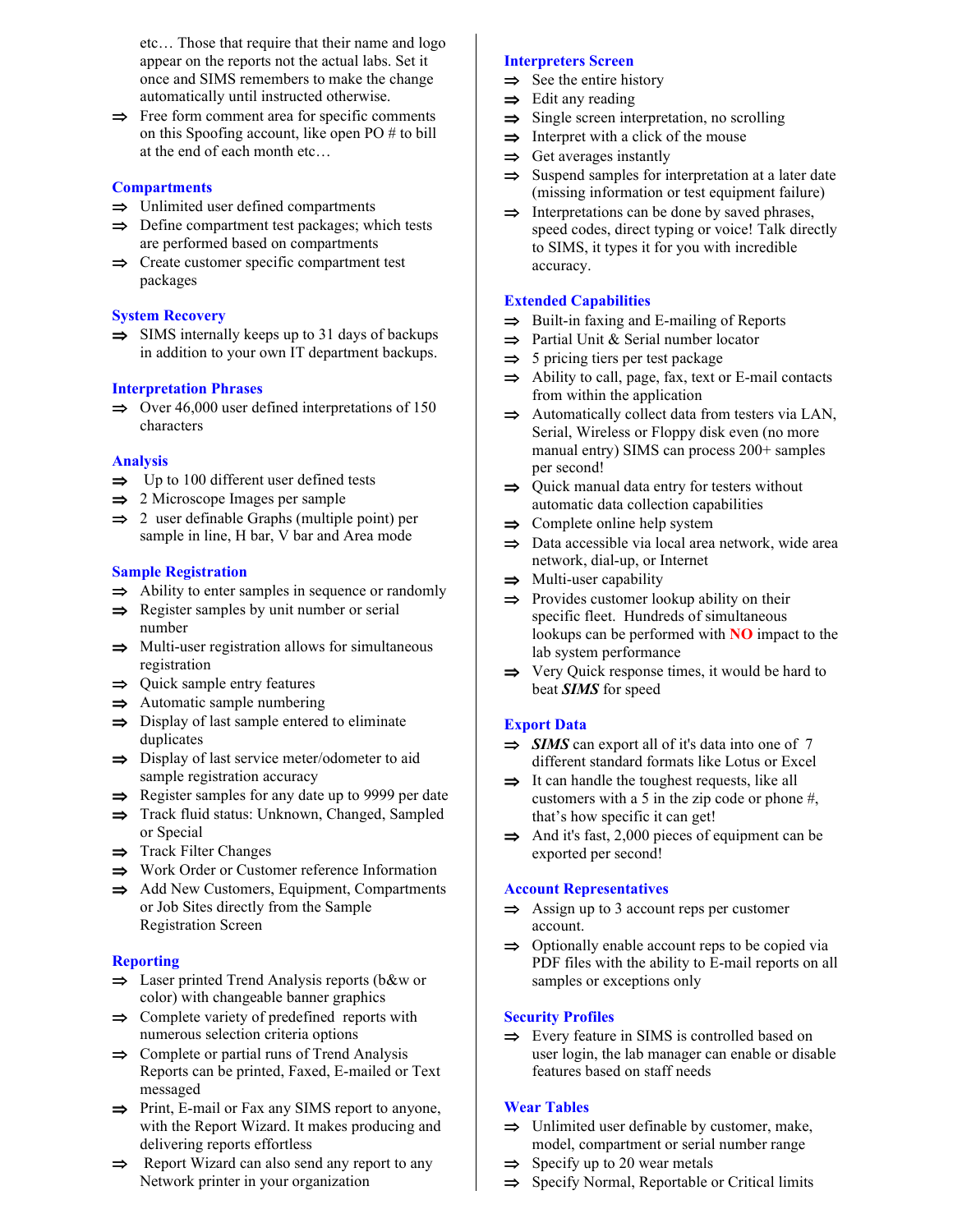etc… Those that require that their name and logo appear on the reports not the actual labs. Set it once and SIMS remembers to make the change automatically until instructed otherwise.

- ⇒ Free form comment area for specific comments on this Spoofing account, like open PO # to bill at the end of each month etc…

## Compartments

- ⇒ Unlimited user defined compartments
- ⇒ Define compartment test packages; which tests are performed based on compartments
- ⇒ Create customer specific compartment test packages

## System Recovery

- ⇒ SIMS internally keeps up to 31 days of backups in addition to your own IT department backups.

## Interpretation Phrases

- ⇒ Over 46,000 user defined interpretations of 150 characters

## Analysis

- ⇒ Up to 100 different user defined tests
- ⇒ 2 Microscope Images per sample
- ⇒ 2 user definable Graphs (multiple point) per sample in line, H bar, V bar and Area mode

## Sample Registration

- ⇒ Ability to enter samples in sequence or randomly
- ⇒ Register samples by unit number or serial number
- ⇒ Multi-user registration allows for simultaneous registration
- ⇒ Quick sample entry features
- ⇒ Automatic sample numbering
- ⇒ Display of last sample entered to eliminate duplicates
- ⇒ Display of last service meter/odometer to aid sample registration accuracy
- ⇒ Register samples for any date up to 9999 per date
- ⇒ Track fluid status: Unknown, Changed, Sampled or Special
- ⇒ Track Filter Changes
- ⇒ Work Order or Customer reference Information
- ⇒ Add New Customers, Equipment, Compartments or Job Sites directly from the Sample Registration Screen

## Reporting

- ⇒ Laser printed Trend Analysis reports (b&w or color) with changeable banner graphics
- ⇒ Complete variety of predefined reports with numerous selection criteria options
- ⇒ Complete or partial runs of Trend Analysis Reports can be printed, Faxed, E-mailed or Text messaged
- ⇒ Print, E-mail or Fax any SIMS report to anyone, with the Report Wizard. It makes producing and delivering reports effortless
- ⇒ Report Wizard can also send any report to any Network printer in your organization

## Interpreters Screen

- ⇒ See the entire history
- ⇒ Edit any reading
- ⇒ Single screen interpretation, no scrolling
- ⇒ Interpret with a click of the mouse
- ⇒ Get averages instantly
- ⇒ Suspend samples for interpretation at a later date (missing information or test equipment failure)
- ⇒ Interpretations can be done by saved phrases, speed codes, direct typing or voice! Talk directly to SIMS, it types it for you with incredible accuracy.

## Extended Capabilities

- ⇒ Built-in faxing and E-mailing of Reports
- ⇒ Partial Unit & Serial number locator
- ⇒ 5 pricing tiers per test package
- ⇒ Ability to call, page, fax, text or E-mail contacts from within the application
- ⇒ Automatically collect data from testers via LAN, Serial, Wireless or Floppy disk even (no more manual entry) SIMS can process 200+ samples per second!
- ⇒ Quick manual data entry for testers without automatic data collection capabilities
- ⇒ Complete online help system
- ⇒ Data accessible via local area network, wide area network, dial-up, or Internet
- ⇒ Multi-user capability
- ⇒ Provides customer lookup ability on their specific fleet. Hundreds of simultaneous lookups can be performed with **NO** impact to the lab system performance
- ⇒ Very Quick response times, it would be hard to beat ***SIMS*** for speed

## Export Data

- ⇒ ***SIMS*** can export all of it's data into one of 7 different standard formats like Lotus or Excel
- ⇒ It can handle the toughest requests, like all customers with a 5 in the zip code or phone #, that's how specific it can get!
- ⇒ And it's fast, 2,000 pieces of equipment can be exported per second!

## Account Representatives

- ⇒ Assign up to 3 account reps per customer account.
- ⇒ Optionally enable account reps to be copied via PDF files with the ability to E-mail reports on all samples or exceptions only

## Security Profiles

- ⇒ Every feature in SIMS is controlled based on user login, the lab manager can enable or disable features based on staff needs

## Wear Tables

- ⇒ Unlimited user definable by customer, make, model, compartment or serial number range
- ⇒ Specify up to 20 wear metals
- ⇒ Specify Normal, Reportable or Critical limits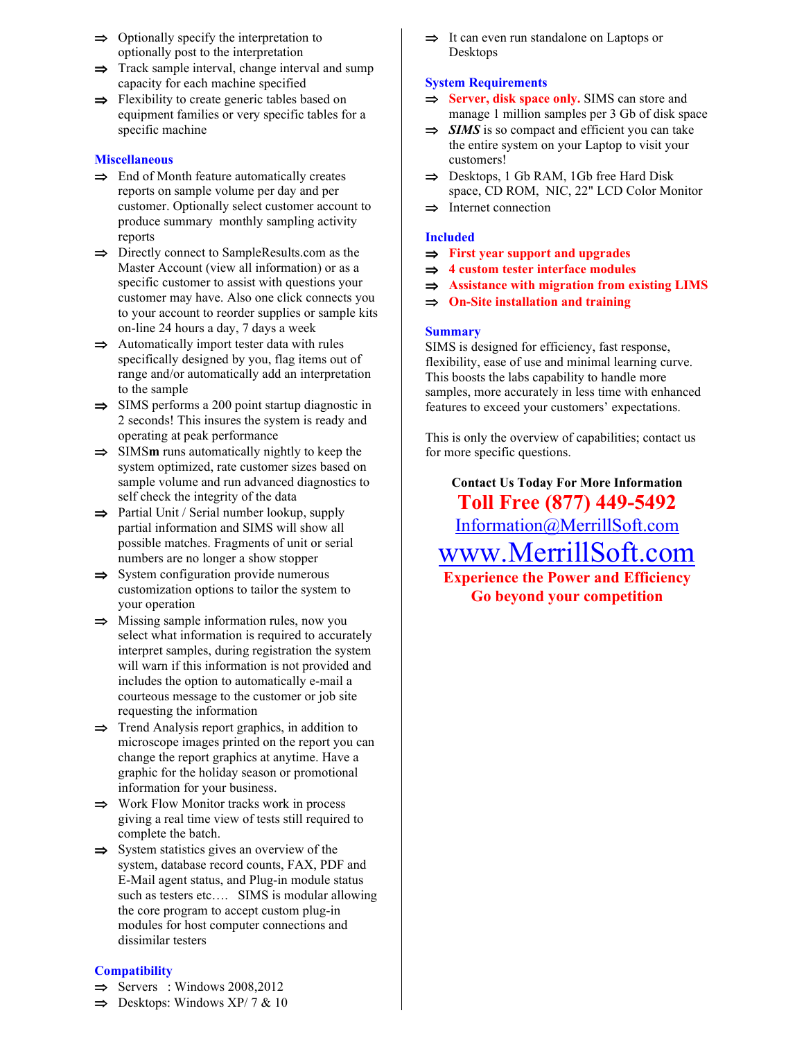- ⇒ Optionally specify the interpretation to optionally post to the interpretation
- ⇒ Track sample interval, change interval and sump capacity for each machine specified
- ⇒ Flexibility to create generic tables based on equipment families or very specific tables for a specific machine

## Miscellaneous

- ⇒ End of Month feature automatically creates reports on sample volume per day and per customer. Optionally select customer account to produce summary monthly sampling activity reports
- ⇒ Directly connect to SampleResults.com as the Master Account (view all information) or as a specific customer to assist with questions your customer may have. Also one click connects you to your account to reorder supplies or sample kits on-line 24 hours a day, 7 days a week
- ⇒ Automatically import tester data with rules specifically designed by you, flag items out of range and/or automatically add an interpretation to the sample
- ⇒ SIMS performs a 200 point startup diagnostic in 2 seconds! This insures the system is ready and operating at peak performance
- ⇒ SIMS**m** runs automatically nightly to keep the system optimized, rate customer sizes based on sample volume and run advanced diagnostics to self check the integrity of the data
- ⇒ Partial Unit / Serial number lookup, supply partial information and SIMS will show all possible matches. Fragments of unit or serial numbers are no longer a show stopper
- ⇒ System configuration provide numerous customization options to tailor the system to your operation
- ⇒ Missing sample information rules, now you select what information is required to accurately interpret samples, during registration the system will warn if this information is not provided and includes the option to automatically e-mail a courteous message to the customer or job site requesting the information
- ⇒ Trend Analysis report graphics, in addition to microscope images printed on the report you can change the report graphics at anytime. Have a graphic for the holiday season or promotional information for your business.
- ⇒ Work Flow Monitor tracks work in process giving a real time view of tests still required to complete the batch.
- ⇒ System statistics gives an overview of the system, database record counts, FAX, PDF and E-Mail agent status, and Plug-in module status such as testers etc…. SIMS is modular allowing the core program to accept custom plug-in modules for host computer connections and dissimilar testers

## Compatibility

- ⇒ Servers : Windows 2008,2012
- ⇒ Desktops: Windows XP/ 7 & 10
- ⇒ It can even run standalone on Laptops or Desktops

## System Requirements

- ⇒ **Server, disk space only.** SIMS can store and manage 1 million samples per 3 Gb of disk space
- ⇒ ***SIMS*** is so compact and efficient you can take the entire system on your Laptop to visit your customers!
- ⇒ Desktops, 1 Gb RAM, 1Gb free Hard Disk space, CD ROM, NIC, 22" LCD Color Monitor
- ⇒ Internet connection

## Included

- ⇒ **First year support and upgrades**
- ⇒ **4 custom tester interface modules**
- ⇒ **Assistance with migration from existing LIMS**
- ⇒ **On-Site installation and training**

## Summary

SIMS is designed for efficiency, fast response, flexibility, ease of use and minimal learning curve. This boosts the labs capability to handle more samples, more accurately in less time with enhanced features to exceed your customers' expectations.

This is only the overview of capabilities; contact us for more specific questions.

**Contact Us Today For More Information**

**Toll Free (877) 449-5492**

Information@MerrillSoft.com

www.MerrillSoft.com

**Experience the Power and Efficiency**
**Go beyond your competition**